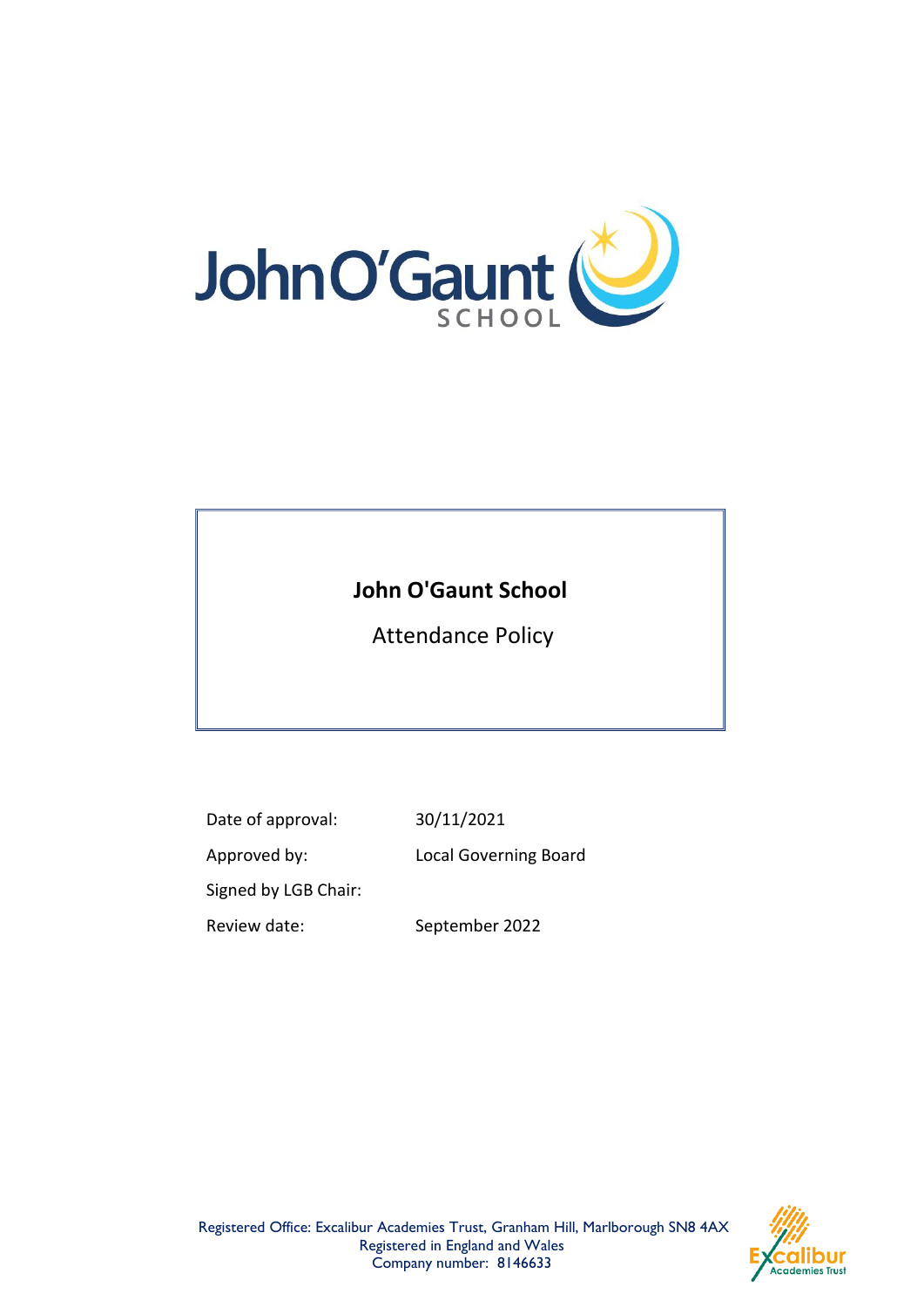# John O'Gaunt School

Attendance Policy

| | |
|---|---|
| Date of approval: | 30/11/2021 |
| Approved by: | Local Governing Board |
| Signed by LGB Chair: | |
| Review date: | September 2022 |

Registered Office: Excalibur Academies Trust, Granham Hill, Marlborough SN8 4AX
Registered in England and Wales
Company number: 8146633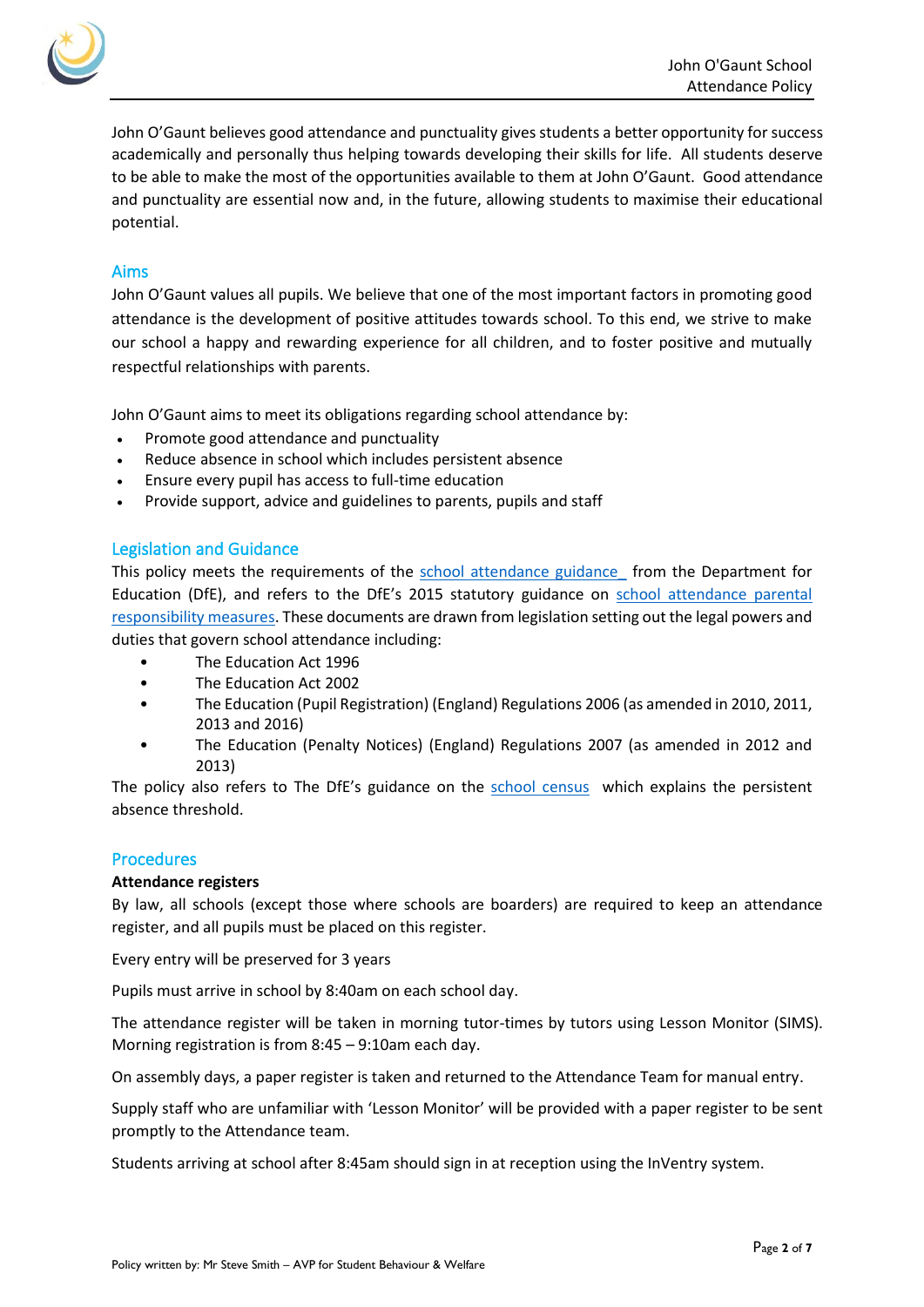John O'Gaunt believes good attendance and punctuality gives students a better opportunity for success academically and personally thus helping towards developing their skills for life. All students deserve to be able to make the most of the opportunities available to them at John O'Gaunt. Good attendance and punctuality are essential now and, in the future, allowing students to maximise their educational potential.

## Aims

John O'Gaunt values all pupils. We believe that one of the most important factors in promoting good attendance is the development of positive attitudes towards school. To this end, we strive to make our school a happy and rewarding experience for all children, and to foster positive and mutually respectful relationships with parents.

John O'Gaunt aims to meet its obligations regarding school attendance by:

- Promote good attendance and punctuality
- Reduce absence in school which includes persistent absence
- Ensure every pupil has access to full-time education
- Provide support, advice and guidelines to parents, pupils and staff

## Legislation and Guidance

This policy meets the requirements of the school attendance guidance from the Department for Education (DfE), and refers to the DfE's 2015 statutory guidance on school attendance parental responsibility measures. These documents are drawn from legislation setting out the legal powers and duties that govern school attendance including:

- The Education Act 1996
- The Education Act 2002
- The Education (Pupil Registration) (England) Regulations 2006 (as amended in 2010, 2011, 2013 and 2016)
- The Education (Penalty Notices) (England) Regulations 2007 (as amended in 2012 and 2013)

The policy also refers to The DfE's guidance on the school census which explains the persistent absence threshold.

## Procedures

**Attendance registers**

By law, all schools (except those where schools are boarders) are required to keep an attendance register, and all pupils must be placed on this register.

Every entry will be preserved for 3 years

Pupils must arrive in school by 8:40am on each school day.

The attendance register will be taken in morning tutor-times by tutors using Lesson Monitor (SIMS). Morning registration is from 8:45 – 9:10am each day.

On assembly days, a paper register is taken and returned to the Attendance Team for manual entry.

Supply staff who are unfamiliar with 'Lesson Monitor' will be provided with a paper register to be sent promptly to the Attendance team.

Students arriving at school after 8:45am should sign in at reception using the InVentry system.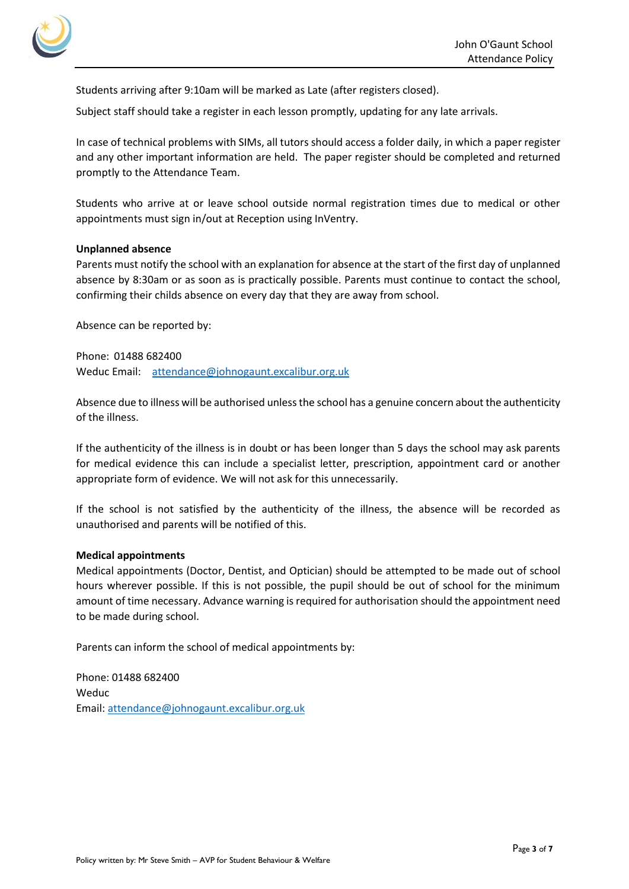Students arriving after 9:10am will be marked as Late (after registers closed).

Subject staff should take a register in each lesson promptly, updating for any late arrivals.

In case of technical problems with SIMs, all tutors should access a folder daily, in which a paper register and any other important information are held. The paper register should be completed and returned promptly to the Attendance Team.

Students who arrive at or leave school outside normal registration times due to medical or other appointments must sign in/out at Reception using InVentry.

**Unplanned absence**

Parents must notify the school with an explanation for absence at the start of the first day of unplanned absence by 8:30am or as soon as is practically possible. Parents must continue to contact the school, confirming their childs absence on every day that they are away from school.

Absence can be reported by:

Phone: 01488 682400
Weduc Email: attendance@johnogaunt.excalibur.org.uk

Absence due to illness will be authorised unless the school has a genuine concern about the authenticity of the illness.

If the authenticity of the illness is in doubt or has been longer than 5 days the school may ask parents for medical evidence this can include a specialist letter, prescription, appointment card or another appropriate form of evidence. We will not ask for this unnecessarily.

If the school is not satisfied by the authenticity of the illness, the absence will be recorded as unauthorised and parents will be notified of this.

**Medical appointments**

Medical appointments (Doctor, Dentist, and Optician) should be attempted to be made out of school hours wherever possible. If this is not possible, the pupil should be out of school for the minimum amount of time necessary. Advance warning is required for authorisation should the appointment need to be made during school.

Parents can inform the school of medical appointments by:

Phone: 01488 682400
Weduc
Email: attendance@johnogaunt.excalibur.org.uk

Policy written by: Mr Steve Smith – AVP for Student Behaviour & Welfare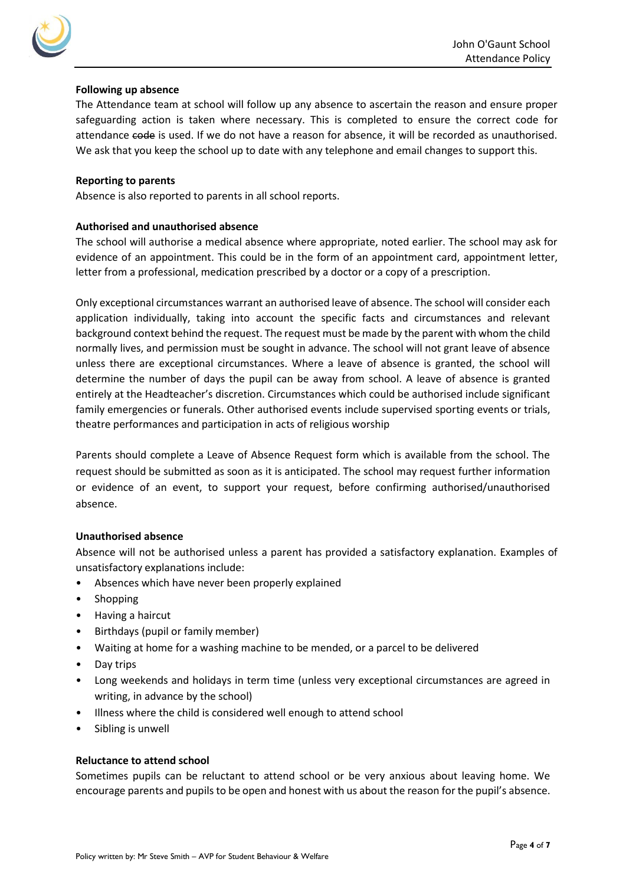**Following up absence**

The Attendance team at school will follow up any absence to ascertain the reason and ensure proper safeguarding action is taken where necessary. This is completed to ensure the correct code for attendance ~~code~~ is used. If we do not have a reason for absence, it will be recorded as unauthorised. We ask that you keep the school up to date with any telephone and email changes to support this.

**Reporting to parents**

Absence is also reported to parents in all school reports.

**Authorised and unauthorised absence**

The school will authorise a medical absence where appropriate, noted earlier. The school may ask for evidence of an appointment. This could be in the form of an appointment card, appointment letter, letter from a professional, medication prescribed by a doctor or a copy of a prescription.

Only exceptional circumstances warrant an authorised leave of absence. The school will consider each application individually, taking into account the specific facts and circumstances and relevant background context behind the request. The request must be made by the parent with whom the child normally lives, and permission must be sought in advance. The school will not grant leave of absence unless there are exceptional circumstances. Where a leave of absence is granted, the school will determine the number of days the pupil can be away from school. A leave of absence is granted entirely at the Headteacher's discretion. Circumstances which could be authorised include significant family emergencies or funerals. Other authorised events include supervised sporting events or trials, theatre performances and participation in acts of religious worship

Parents should complete a Leave of Absence Request form which is available from the school. The request should be submitted as soon as it is anticipated. The school may request further information or evidence of an event, to support your request, before confirming authorised/unauthorised absence.

**Unauthorised absence**

Absence will not be authorised unless a parent has provided a satisfactory explanation. Examples of unsatisfactory explanations include:

- Absences which have never been properly explained
- Shopping
- Having a haircut
- Birthdays (pupil or family member)
- Waiting at home for a washing machine to be mended, or a parcel to be delivered
- Day trips
- Long weekends and holidays in term time (unless very exceptional circumstances are agreed in writing, in advance by the school)
- Illness where the child is considered well enough to attend school
- Sibling is unwell

**Reluctance to attend school**

Sometimes pupils can be reluctant to attend school or be very anxious about leaving home. We encourage parents and pupils to be open and honest with us about the reason for the pupil's absence.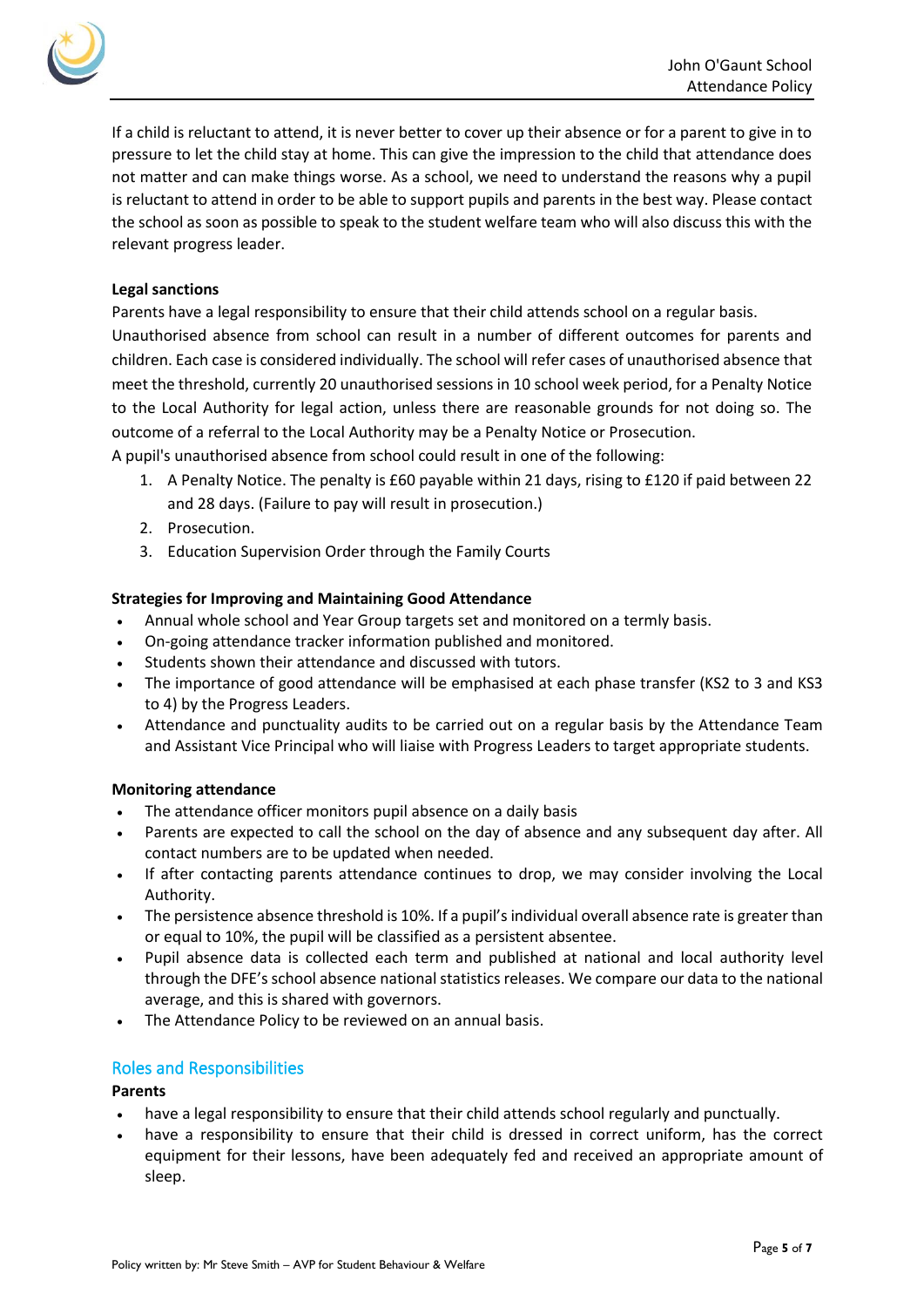If a child is reluctant to attend, it is never better to cover up their absence or for a parent to give in to pressure to let the child stay at home. This can give the impression to the child that attendance does not matter and can make things worse. As a school, we need to understand the reasons why a pupil is reluctant to attend in order to be able to support pupils and parents in the best way. Please contact the school as soon as possible to speak to the student welfare team who will also discuss this with the relevant progress leader.

**Legal sanctions**

Parents have a legal responsibility to ensure that their child attends school on a regular basis.

Unauthorised absence from school can result in a number of different outcomes for parents and children. Each case is considered individually. The school will refer cases of unauthorised absence that meet the threshold, currently 20 unauthorised sessions in 10 school week period, for a Penalty Notice to the Local Authority for legal action, unless there are reasonable grounds for not doing so. The outcome of a referral to the Local Authority may be a Penalty Notice or Prosecution.

A pupil's unauthorised absence from school could result in one of the following:

1. A Penalty Notice. The penalty is £60 payable within 21 days, rising to £120 if paid between 22 and 28 days. (Failure to pay will result in prosecution.)
2. Prosecution.
3. Education Supervision Order through the Family Courts

**Strategies for Improving and Maintaining Good Attendance**

- Annual whole school and Year Group targets set and monitored on a termly basis.
- On-going attendance tracker information published and monitored.
- Students shown their attendance and discussed with tutors.
- The importance of good attendance will be emphasised at each phase transfer (KS2 to 3 and KS3 to 4) by the Progress Leaders.
- Attendance and punctuality audits to be carried out on a regular basis by the Attendance Team and Assistant Vice Principal who will liaise with Progress Leaders to target appropriate students.

**Monitoring attendance**

- The attendance officer monitors pupil absence on a daily basis
- Parents are expected to call the school on the day of absence and any subsequent day after. All contact numbers are to be updated when needed.
- If after contacting parents attendance continues to drop, we may consider involving the Local Authority.
- The persistence absence threshold is 10%. If a pupil's individual overall absence rate is greater than or equal to 10%, the pupil will be classified as a persistent absentee.
- Pupil absence data is collected each term and published at national and local authority level through the DFE's school absence national statistics releases. We compare our data to the national average, and this is shared with governors.
- The Attendance Policy to be reviewed on an annual basis.

## Roles and Responsibilities

**Parents**

- have a legal responsibility to ensure that their child attends school regularly and punctually.
- have a responsibility to ensure that their child is dressed in correct uniform, has the correct equipment for their lessons, have been adequately fed and received an appropriate amount of sleep.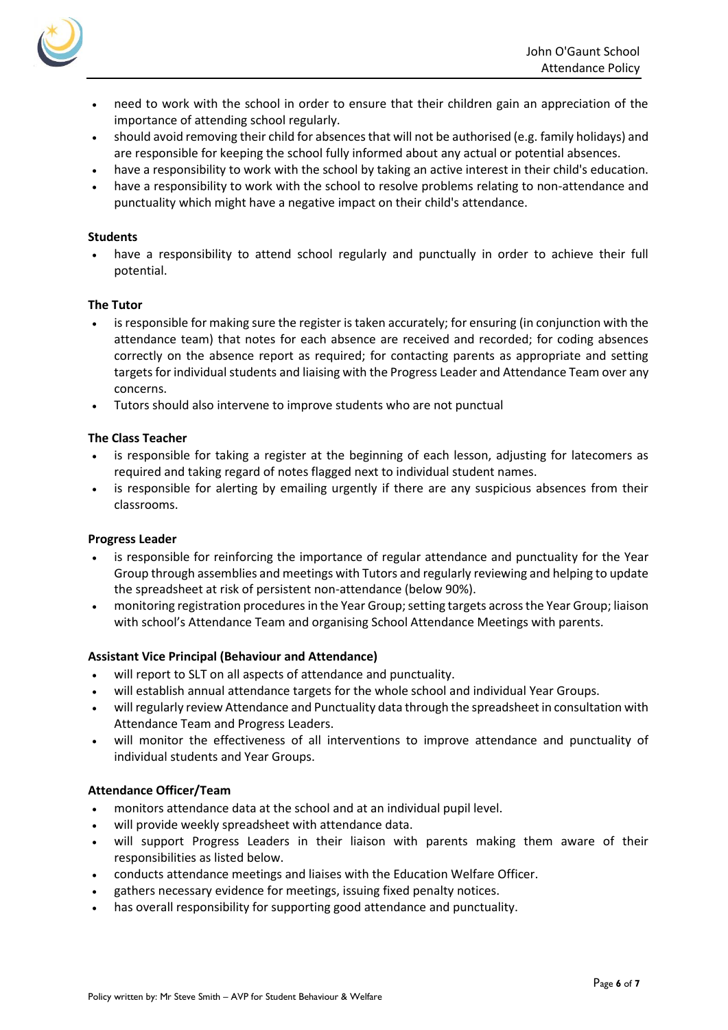- need to work with the school in order to ensure that their children gain an appreciation of the importance of attending school regularly.
- should avoid removing their child for absences that will not be authorised (e.g. family holidays) and are responsible for keeping the school fully informed about any actual or potential absences.
- have a responsibility to work with the school by taking an active interest in their child's education.
- have a responsibility to work with the school to resolve problems relating to non-attendance and punctuality which might have a negative impact on their child's attendance.

**Students**

- have a responsibility to attend school regularly and punctually in order to achieve their full potential.

**The Tutor**

- is responsible for making sure the register is taken accurately; for ensuring (in conjunction with the attendance team) that notes for each absence are received and recorded; for coding absences correctly on the absence report as required; for contacting parents as appropriate and setting targets for individual students and liaising with the Progress Leader and Attendance Team over any concerns.
- Tutors should also intervene to improve students who are not punctual

**The Class Teacher**

- is responsible for taking a register at the beginning of each lesson, adjusting for latecomers as required and taking regard of notes flagged next to individual student names.
- is responsible for alerting by emailing urgently if there are any suspicious absences from their classrooms.

**Progress Leader**

- is responsible for reinforcing the importance of regular attendance and punctuality for the Year Group through assemblies and meetings with Tutors and regularly reviewing and helping to update the spreadsheet at risk of persistent non-attendance (below 90%).
- monitoring registration procedures in the Year Group; setting targets across the Year Group; liaison with school's Attendance Team and organising School Attendance Meetings with parents.

**Assistant Vice Principal (Behaviour and Attendance)**

- will report to SLT on all aspects of attendance and punctuality.
- will establish annual attendance targets for the whole school and individual Year Groups.
- will regularly review Attendance and Punctuality data through the spreadsheet in consultation with Attendance Team and Progress Leaders.
- will monitor the effectiveness of all interventions to improve attendance and punctuality of individual students and Year Groups.

**Attendance Officer/Team**

- monitors attendance data at the school and at an individual pupil level.
- will provide weekly spreadsheet with attendance data.
- will support Progress Leaders in their liaison with parents making them aware of their responsibilities as listed below.
- conducts attendance meetings and liaises with the Education Welfare Officer.
- gathers necessary evidence for meetings, issuing fixed penalty notices.
- has overall responsibility for supporting good attendance and punctuality.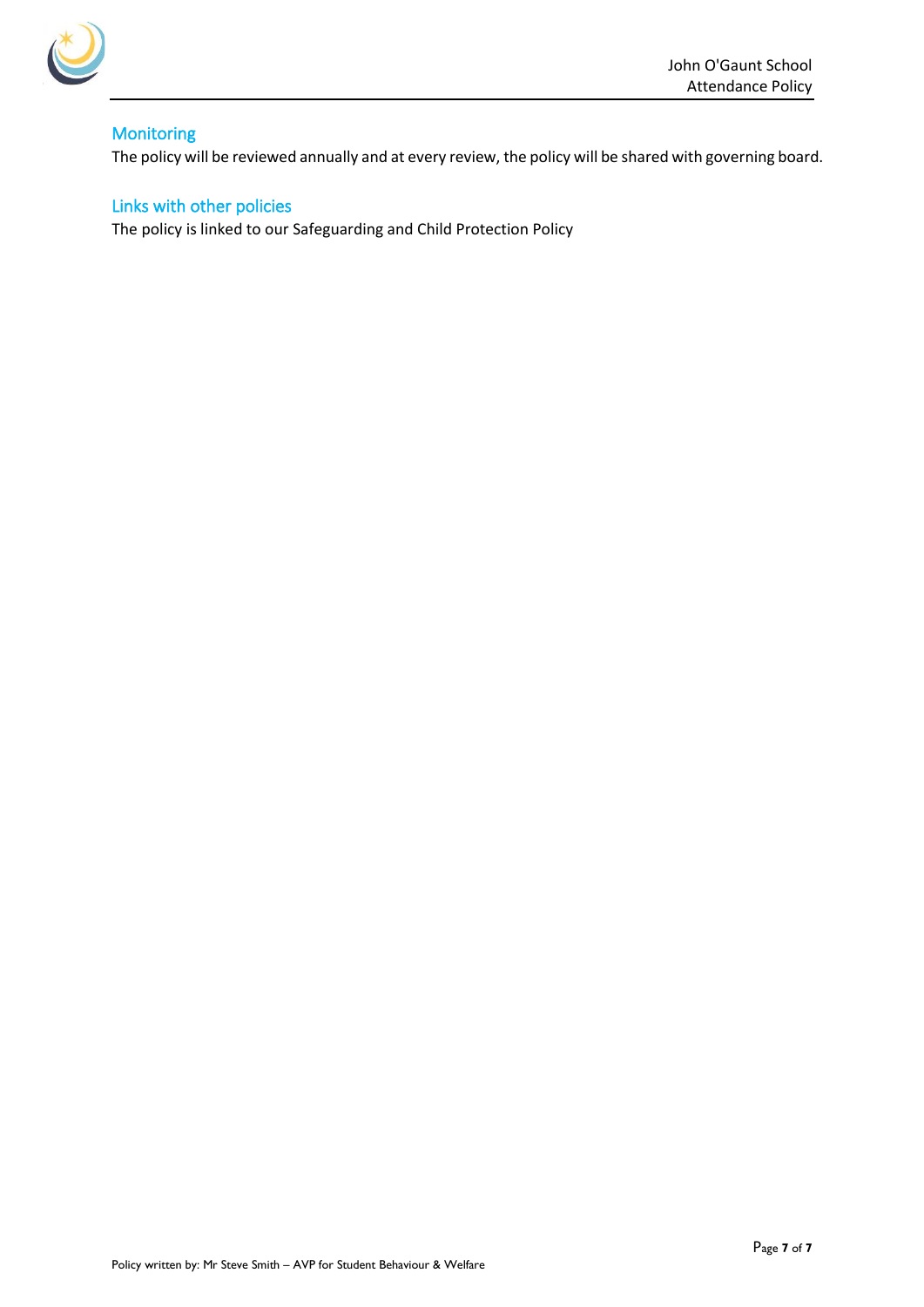## Monitoring

The policy will be reviewed annually and at every review, the policy will be shared with governing board.

## Links with other policies

The policy is linked to our Safeguarding and Child Protection Policy